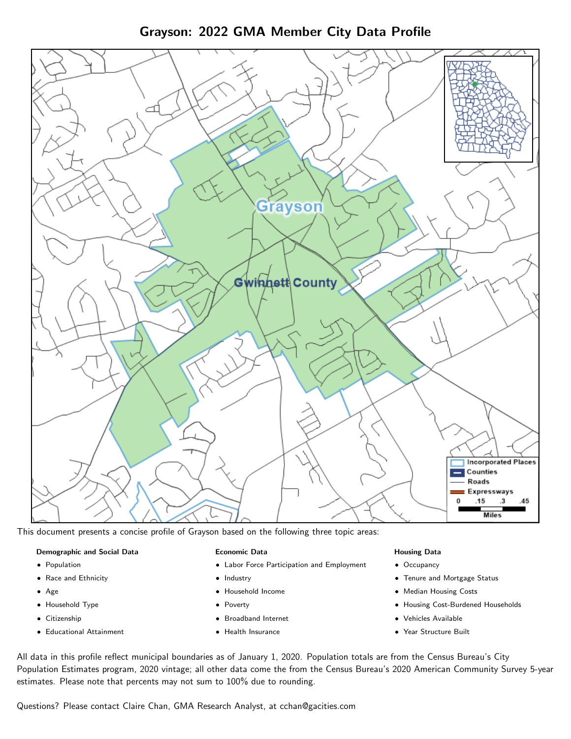# Grayson: 2022 GMA Member City Data Profile

This document presents a concise profile of Grayson based on the following three topic areas:

**Demographic and Social Data**

- Population
- Race and Ethnicity
- Age
- Household Type
- Citizenship
- Educational Attainment

**Economic Data**

- Labor Force Participation and Employment
- Industry
- Household Income
- Poverty
- Broadband Internet
- Health Insurance

**Housing Data**

- Occupancy
- Tenure and Mortgage Status
- Median Housing Costs
- Housing Cost-Burdened Households
- Vehicles Available
- Year Structure Built

All data in this profile reflect municipal boundaries as of January 1, 2020. Population totals are from the Census Bureau's City Population Estimates program, 2020 vintage; all other data come the from the Census Bureau's 2020 American Community Survey 5-year estimates. Please note that percents may not sum to 100% due to rounding.

Questions? Please contact Claire Chan, GMA Research Analyst, at cchan@gacities.com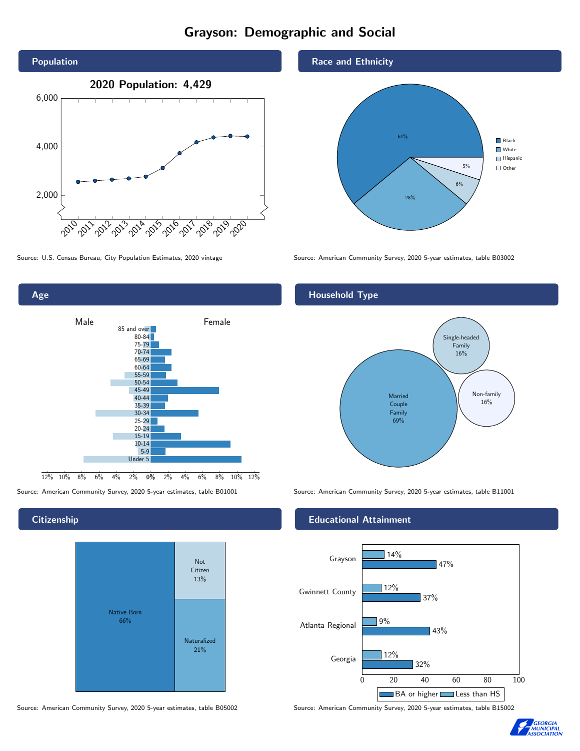# Grayson: Demographic and Social

## Population

**2020 Population: 4,429**

Source: U.S. Census Bureau, City Population Estimates, 2020 vintage

## Race and Ethnicity

| Race/Ethnicity | Percent |
|---|---|
| Black | 61% |
| White | 28% |
| Hispanic | 6% |
| Other | 5% |

Source: American Community Survey, 2020 5-year estimates, table B03002

## Age

Source: American Community Survey, 2020 5-year estimates, table B01001

## Household Type

| Household Type | Percent |
|---|---|
| Married Couple Family | 69% |
| Single-headed Family | 16% |
| Non-family | 16% |

Source: American Community Survey, 2020 5-year estimates, table B11001

## Citizenship

| Citizenship | Percent |
|---|---|
| Native Born | 66% |
| Naturalized | 21% |
| Not Citizen | 13% |

Source: American Community Survey, 2020 5-year estimates, table B05002

## Educational Attainment

| Area | Less than HS | BA or higher |
|---|---|---|
| Grayson | 14% | 47% |
| Gwinnett County | 12% | 37% |
| Atlanta Regional | 9% | 43% |
| Georgia | 12% | 32% |

Source: American Community Survey, 2020 5-year estimates, table B15002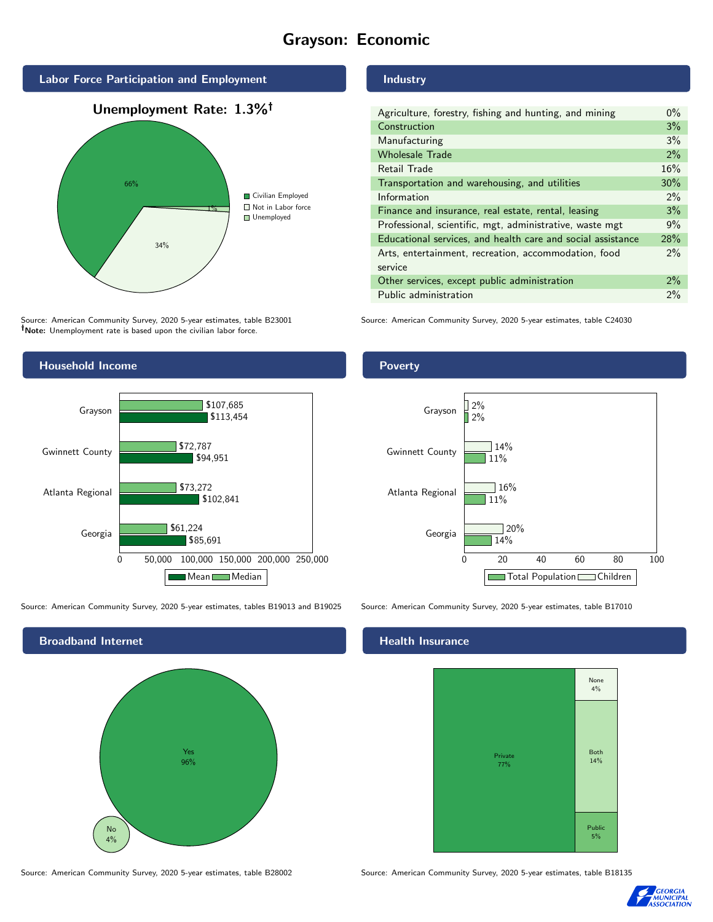# Grayson: Economic

## Labor Force Participation and Employment

**Unemployment Rate: 1.3%†**

| Category | Percent |
|---|---|
| Civilian Employed | 66% |
| Not in Labor force | 34% |
| Unemployed | 1% |

Source: American Community Survey, 2020 5-year estimates, table B23001
**†Note:** Unemployment rate is based upon the civilian labor force.

## Industry

| Industry | Percent |
|---|---|
| Agriculture, forestry, fishing and hunting, and mining | 0% |
| Construction | 3% |
| Manufacturing | 3% |
| Wholesale Trade | 2% |
| Retail Trade | 16% |
| Transportation and warehousing, and utilities | 30% |
| Information | 2% |
| Finance and insurance, real estate, rental, leasing | 3% |
| Professional, scientific, mgt, administrative, waste mgt | 9% |
| Educational services, and health care and social assistance | 28% |
| Arts, entertainment, recreation, accommodation, food service | 2% |
| Other services, except public administration | 2% |
| Public administration | 2% |

Source: American Community Survey, 2020 5-year estimates, table C24030

## Household Income

| Area | Median | Mean |
|---|---|---|
| Grayson | $107,685 | $113,454 |
| Gwinnett County | $72,787 | $94,951 |
| Atlanta Regional | $73,272 | $102,841 |
| Georgia | $61,224 | $85,691 |

Source: American Community Survey, 2020 5-year estimates, tables B19013 and B19025

## Poverty

| Area | Children | Total Population |
|---|---|---|
| Grayson | 2% | 2% |
| Gwinnett County | 14% | 11% |
| Atlanta Regional | 16% | 11% |
| Georgia | 20% | 14% |

Source: American Community Survey, 2020 5-year estimates, table B17010

## Broadband Internet

| Response | Percent |
|---|---|
| Yes | 96% |
| No | 4% |

Source: American Community Survey, 2020 5-year estimates, table B28002

## Health Insurance

| Type | Percent |
|---|---|
| Private | 77% |
| None | 4% |
| Both | 14% |
| Public | 5% |

Source: American Community Survey, 2020 5-year estimates, table B18135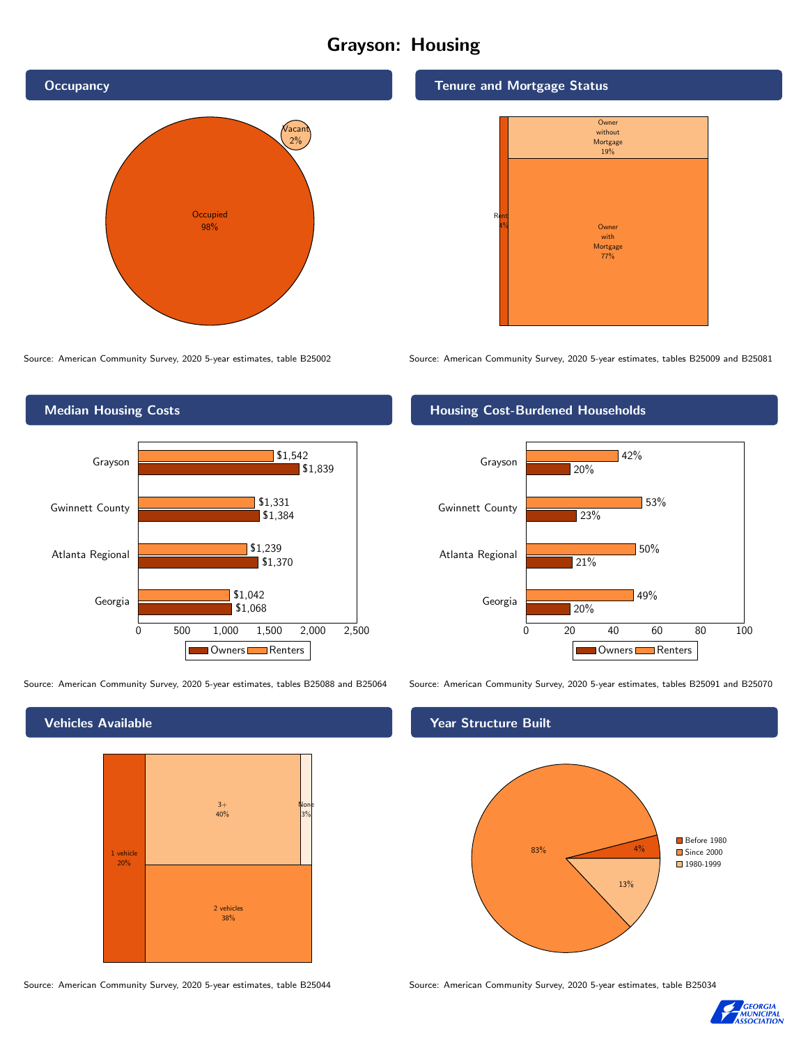# Grayson: Housing

## Occupancy

Occupied
98%

Vacant
2%

Source: American Community Survey, 2020 5-year estimates, table B25002

## Tenure and Mortgage Status

Owner without Mortgage
19%

Renter
4%

Owner with Mortgage
77%

Source: American Community Survey, 2020 5-year estimates, tables B25009 and B25081

## Median Housing Costs

Grayson
$1,542
$1,839

Gwinnett County
$1,331
$1,384

Atlanta Regional
$1,239
$1,370

Georgia
$1,042
$1,068

0 500 1,000 1,500 2,000 2,500

Owners Renters

Source: American Community Survey, 2020 5-year estimates, tables B25088 and B25064

## Housing Cost-Burdened Households

Grayson
42%
20%

Gwinnett County
53%
23%

Atlanta Regional
50%
21%

Georgia
49%
20%

0 20 40 60 80 100

Owners Renters

Source: American Community Survey, 2020 5-year estimates, tables B25091 and B25070

## Vehicles Available

1 vehicle
20%

3+
40%

None
3%

2 vehicles
38%

Source: American Community Survey, 2020 5-year estimates, table B25044

## Year Structure Built

83%

4%

13%

Before 1980
Since 2000
1980-1999

Source: American Community Survey, 2020 5-year estimates, table B25034

GEORGIA MUNICIPAL ASSOCIATION